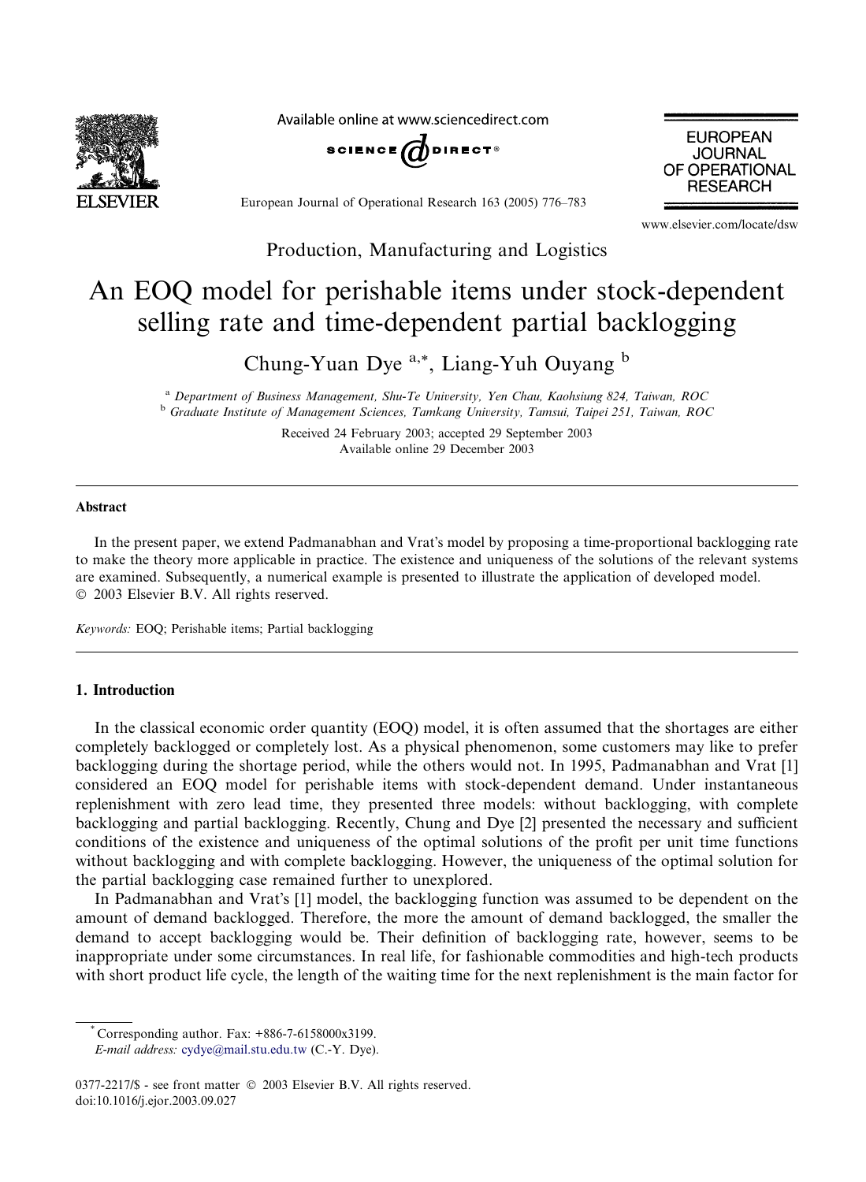Production, Manufacturing and Logistics

# An EOQ model for perishable items under stock-dependent selling rate and time-dependent partial backlogging

Chung-Yuan Dye [a,*], Liang-Yuh Ouyang [b]

[a] *Department of Business Management, Shu-Te University, Yen Chau, Kaohsiung 824, Taiwan, ROC*
[b] *Graduate Institute of Management Sciences, Tamkang University, Tamsui, Taipei 251, Taiwan, ROC*

Received 24 February 2003; accepted 29 September 2003
Available online 29 December 2003

## Abstract

In the present paper, we extend Padmanabhan and Vrat's model by proposing a time-proportional backlogging rate to make the theory more applicable in practice. The existence and uniqueness of the solutions of the relevant systems are examined. Subsequently, a numerical example is presented to illustrate the application of developed model.
© 2003 Elsevier B.V. All rights reserved.

*Keywords:* EOQ; Perishable items; Partial backlogging

## 1. Introduction

In the classical economic order quantity (EOQ) model, it is often assumed that the shortages are either completely backlogged or completely lost. As a physical phenomenon, some customers may like to prefer backlogging during the shortage period, while the others would not. In 1995, Padmanabhan and Vrat [1] considered an EOQ model for perishable items with stock-dependent demand. Under instantaneous replenishment with zero lead time, they presented three models: without backlogging, with complete backlogging and partial backlogging. Recently, Chung and Dye [2] presented the necessary and sufficient conditions of the existence and uniqueness of the optimal solutions of the profit per unit time functions without backlogging and with complete backlogging. However, the uniqueness of the optimal solution for the partial backlogging case remained further to unexplored.

In Padmanabhan and Vrat's [1] model, the backlogging function was assumed to be dependent on the amount of demand backlogged. Therefore, the more the amount of demand backlogged, the smaller the demand to accept backlogging would be. Their definition of backlogging rate, however, seems to be inappropriate under some circumstances. In real life, for fashionable commodities and high-tech products with short product life cycle, the length of the waiting time for the next replenishment is the main factor for

* Corresponding author. Fax: +886-7-6158000x3199.
*E-mail address:* cydye@mail.stu.edu.tw (C.-Y. Dye).

0377-2217/$ - see front matter © 2003 Elsevier B.V. All rights reserved.
doi:10.1016/j.ejor.2003.09.027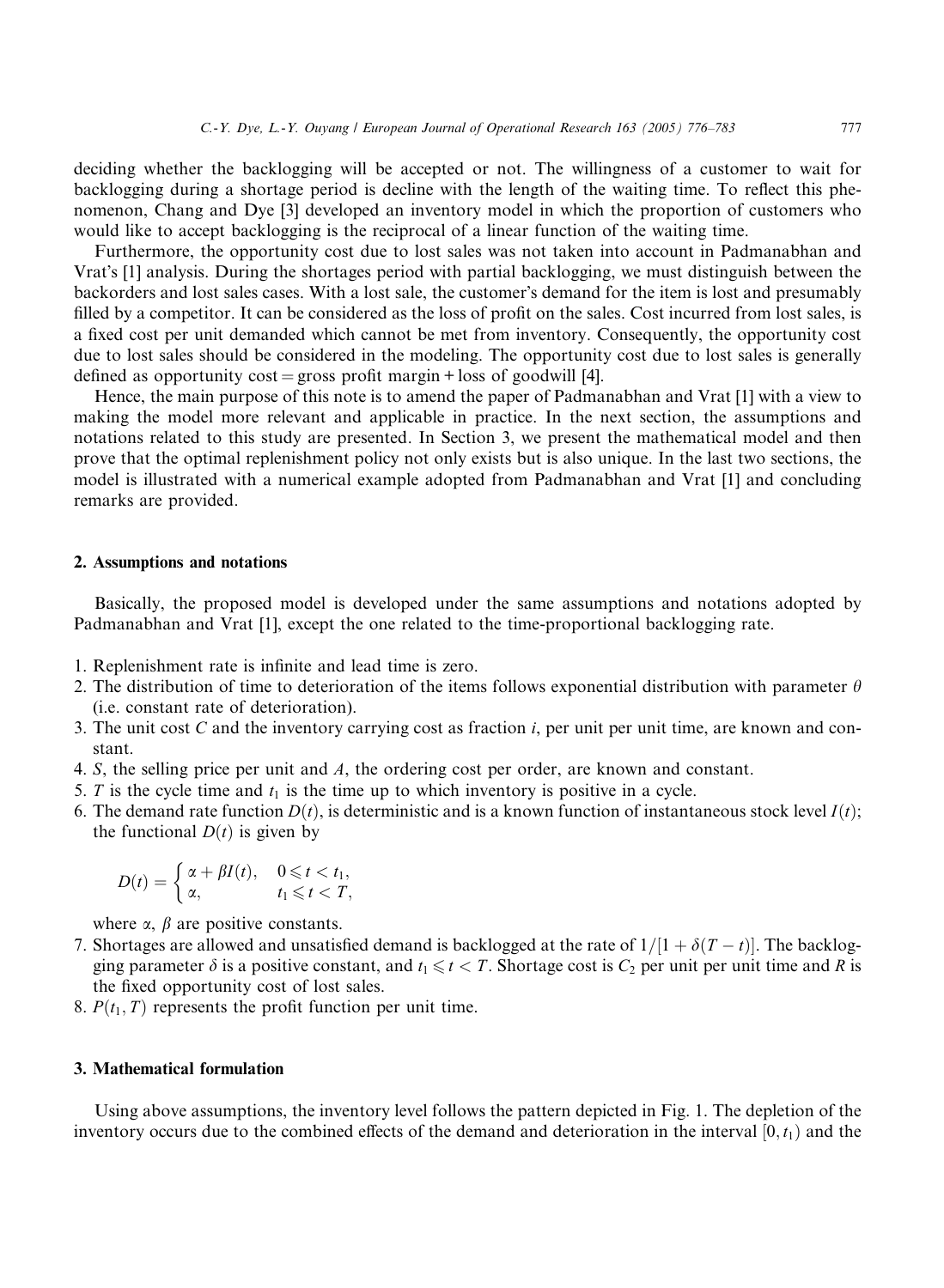deciding whether the backlogging will be accepted or not. The willingness of a customer to wait for backlogging during a shortage period is decline with the length of the waiting time. To reflect this phenomenon, Chang and Dye [3] developed an inventory model in which the proportion of customers who would like to accept backlogging is the reciprocal of a linear function of the waiting time.

Furthermore, the opportunity cost due to lost sales was not taken into account in Padmanabhan and Vrat's [1] analysis. During the shortages period with partial backlogging, we must distinguish between the backorders and lost sales cases. With a lost sale, the customer's demand for the item is lost and presumably filled by a competitor. It can be considered as the loss of profit on the sales. Cost incurred from lost sales, is a fixed cost per unit demanded which cannot be met from inventory. Consequently, the opportunity cost due to lost sales should be considered in the modeling. The opportunity cost due to lost sales is generally defined as opportunity cost = gross profit margin + loss of goodwill [4].

Hence, the main purpose of this note is to amend the paper of Padmanabhan and Vrat [1] with a view to making the model more relevant and applicable in practice. In the next section, the assumptions and notations related to this study are presented. In Section 3, we present the mathematical model and then prove that the optimal replenishment policy not only exists but is also unique. In the last two sections, the model is illustrated with a numerical example adopted from Padmanabhan and Vrat [1] and concluding remarks are provided.

## 2. Assumptions and notations

Basically, the proposed model is developed under the same assumptions and notations adopted by Padmanabhan and Vrat [1], except the one related to the time-proportional backlogging rate.

1. Replenishment rate is infinite and lead time is zero.
2. The distribution of time to deterioration of the items follows exponential distribution with parameter $\theta$ (i.e. constant rate of deterioration).
3. The unit cost $C$ and the inventory carrying cost as fraction $i$, per unit per unit time, are known and constant.
4. $S$, the selling price per unit and $A$, the ordering cost per order, are known and constant.
5. $T$ is the cycle time and $t_1$ is the time up to which inventory is positive in a cycle.
6. The demand rate function $D(t)$, is deterministic and is a known function of instantaneous stock level $I(t)$; the functional $D(t)$ is given by

$$D(t) = \begin{cases} \alpha + \beta I(t), & 0 \leqslant t < t_1, \\ \alpha, & t_1 \leqslant t < T, \end{cases}$$

   where $\alpha$, $\beta$ are positive constants.
7. Shortages are allowed and unsatisfied demand is backlogged at the rate of $1/[1 + \delta(T - t)]$. The backlogging parameter $\delta$ is a positive constant, and $t_1 \leqslant t < T$. Shortage cost is $C_2$ per unit per unit time and $R$ is the fixed opportunity cost of lost sales.
8. $P(t_1, T)$ represents the profit function per unit time.

## 3. Mathematical formulation

Using above assumptions, the inventory level follows the pattern depicted in Fig. 1. The depletion of the inventory occurs due to the combined effects of the demand and deterioration in the interval $[0, t_1)$ and the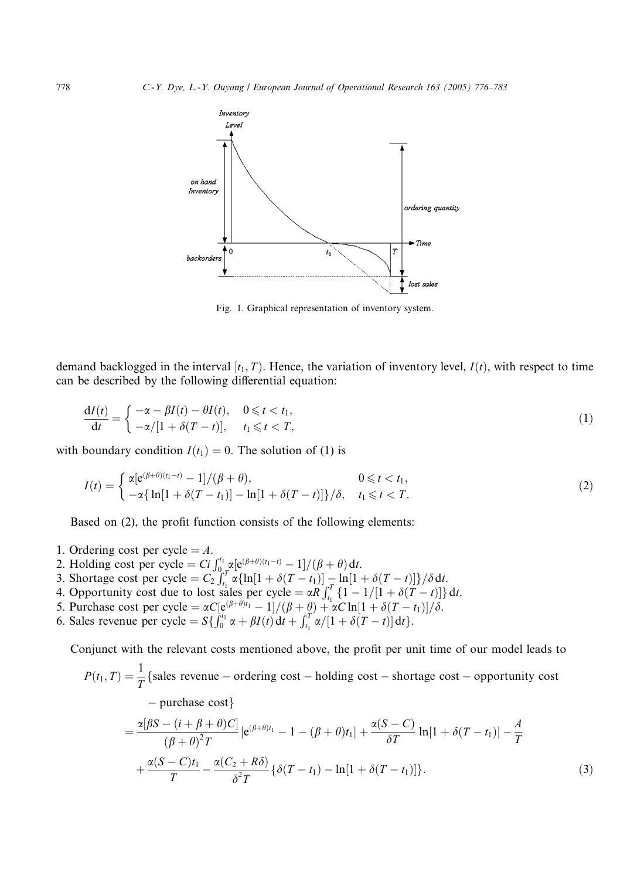Fig. 1. Graphical representation of inventory system.

demand backlogged in the interval $[t_1, T)$. Hence, the variation of inventory level, $I(t)$, with respect to time can be described by the following differential equation:

$$\frac{\mathrm{d}I(t)}{\mathrm{d}t} = \begin{cases} -\alpha - \beta I(t) - \theta I(t), & 0 \leqslant t < t_1, \\ -\alpha/[1 + \delta(T - t)], & t_1 \leqslant t < T, \end{cases} \tag{1}$$

with boundary condition $I(t_1) = 0$. The solution of (1) is

$$I(t) = \begin{cases} \alpha[\mathrm{e}^{(\beta+\theta)(t_1 - t)} - 1]/(\beta + \theta), & 0 \leqslant t < t_1, \\ -\alpha\{\ln[1 + \delta(T - t_1)] - \ln[1 + \delta(T - t)]\}/\delta, & t_1 \leqslant t < T. \end{cases} \tag{2}$$

Based on (2), the profit function consists of the following elements:

1. Ordering cost per cycle $= A$.
2. Holding cost per cycle $= Ci\int_0^{t_1} \alpha[\mathrm{e}^{(\beta+\theta)(t_1-t)} - 1]/(\beta + \theta)\,\mathrm{d}t$.
3. Shortage cost per cycle $= C_2\int_{t_1}^{T} \alpha\{\ln[1 + \delta(T - t_1)] - \ln[1 + \delta(T - t)]\}/\delta\,\mathrm{d}t$.
4. Opportunity cost due to lost sales per cycle $= \alpha R\int_{t_1}^{T}\{1 - 1/[1 + \delta(T - t)]\}\,\mathrm{d}t$.
5. Purchase cost per cycle $= \alpha C[\mathrm{e}^{(\beta+\theta)t_1} - 1]/(\beta + \theta) + \alpha C\ln[1 + \delta(T - t_1)]/\delta$.
6. Sales revenue per cycle $= S\{\int_0^{t_1} \alpha + \beta I(t)\,\mathrm{d}t + \int_{t_1}^{T} \alpha/[1 + \delta(T - t)]\,\mathrm{d}t\}$.

Conjunct with the relevant costs mentioned above, the profit per unit time of our model leads to

$$\begin{aligned} P(t_1, T) &= \frac{1}{T}\{\text{sales revenue} - \text{ordering cost} - \text{holding cost} - \text{shortage cost} - \text{opportunity cost} \\ &\qquad - \text{purchase cost}\} \\ &= \frac{\alpha[\beta S - (i + \beta + \theta)C]}{(\beta + \theta)^2 T}[\mathrm{e}^{(\beta+\theta)t_1} - 1 - (\beta + \theta)t_1] + \frac{\alpha(S - C)}{\delta T}\ln[1 + \delta(T - t_1)] - \frac{A}{T} \\ &\quad + \frac{\alpha(S - C)t_1}{T} - \frac{\alpha(C_2 + R\delta)}{\delta^2 T}\{\delta(T - t_1) - \ln[1 + \delta(T - t_1)]\}. \end{aligned} \tag{3}$$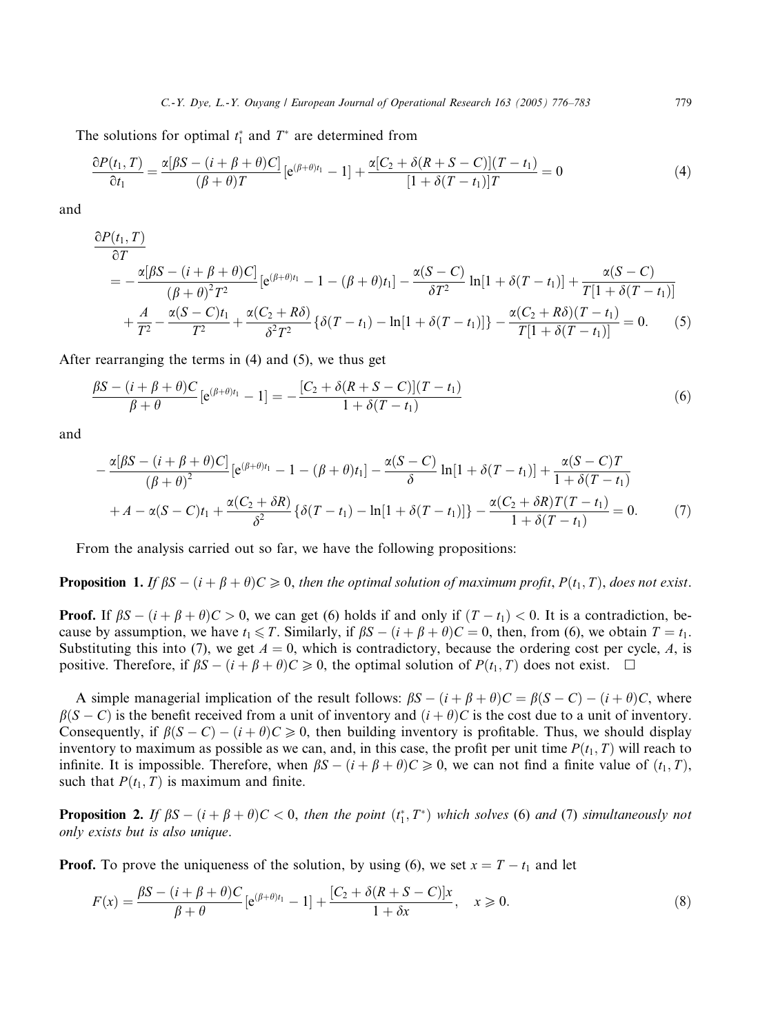The solutions for optimal $t_1^*$ and $T^*$ are determined from

$$\frac{\partial P(t_1, T)}{\partial t_1} = \frac{\alpha[\beta S - (i+\beta+\theta)C]}{(\beta+\theta)T}[e^{(\beta+\theta)t_1} - 1] + \frac{\alpha[C_2 + \delta(R+S-C)](T-t_1)}{[1+\delta(T-t_1)]T} = 0 \tag{4}$$

and

$$\begin{aligned}
&\frac{\partial P(t_1, T)}{\partial T} \\
&= -\frac{\alpha[\beta S - (i+\beta+\theta)C]}{(\beta+\theta)^2 T^2}[e^{(\beta+\theta)t_1} - 1 - (\beta+\theta)t_1] - \frac{\alpha(S-C)}{\delta T^2}\ln[1+\delta(T-t_1)] + \frac{\alpha(S-C)}{T[1+\delta(T-t_1)]} \\
&\quad + \frac{A}{T^2} - \frac{\alpha(S-C)t_1}{T^2} + \frac{\alpha(C_2 + R\delta)}{\delta^2 T^2}\{\delta(T-t_1) - \ln[1+\delta(T-t_1)]\} - \frac{\alpha(C_2 + R\delta)(T-t_1)}{T[1+\delta(T-t_1)]} = 0.
\end{aligned} \tag{5}$$

After rearranging the terms in (4) and (5), we thus get

$$\frac{\beta S - (i+\beta+\theta)C}{\beta+\theta}[e^{(\beta+\theta)t_1} - 1] = -\frac{[C_2 + \delta(R+S-C)](T-t_1)}{1+\delta(T-t_1)} \tag{6}$$

and

$$\begin{aligned}
&-\frac{\alpha[\beta S - (i+\beta+\theta)C]}{(\beta+\theta)^2}[e^{(\beta+\theta)t_1} - 1 - (\beta+\theta)t_1] - \frac{\alpha(S-C)}{\delta}\ln[1+\delta(T-t_1)] + \frac{\alpha(S-C)T}{1+\delta(T-t_1)} \\
&\quad + A - \alpha(S-C)t_1 + \frac{\alpha(C_2 + \delta R)}{\delta^2}\{\delta(T-t_1) - \ln[1+\delta(T-t_1)]\} - \frac{\alpha(C_2 + \delta R)T(T-t_1)}{1+\delta(T-t_1)} = 0.
\end{aligned} \tag{7}$$

From the analysis carried out so far, we have the following propositions:

**Proposition 1.** *If $\beta S - (i+\beta+\theta)C \geqslant 0$, then the optimal solution of maximum profit, $P(t_1, T)$, does not exist.*

**Proof.** If $\beta S - (i+\beta+\theta)C > 0$, we can get (6) holds if and only if $(T - t_1) < 0$. It is a contradiction, because by assumption, we have $t_1 \leqslant T$. Similarly, if $\beta S - (i+\beta+\theta)C = 0$, then, from (6), we obtain $T = t_1$. Substituting this into (7), we get $A = 0$, which is contradictory, because the ordering cost per cycle, $A$, is positive. Therefore, if $\beta S - (i+\beta+\theta)C \geqslant 0$, the optimal solution of $P(t_1, T)$ does not exist. □

A simple managerial implication of the result follows: $\beta S - (i+\beta+\theta)C = \beta(S-C) - (i+\theta)C$, where $\beta(S-C)$ is the benefit received from a unit of inventory and $(i+\theta)C$ is the cost due to a unit of inventory. Consequently, if $\beta(S-C) - (i+\theta)C \geqslant 0$, then building inventory is profitable. Thus, we should display inventory to maximum as possible as we can, and, in this case, the profit per unit time $P(t_1, T)$ will reach to infinite. It is impossible. Therefore, when $\beta S - (i+\beta+\theta)C \geqslant 0$, we can not find a finite value of $(t_1, T)$, such that $P(t_1, T)$ is maximum and finite.

**Proposition 2.** *If $\beta S - (i+\beta+\theta)C < 0$, then the point $(t_1^*, T^*)$ which solves* (6) *and* (7) *simultaneously not only exists but is also unique.*

**Proof.** To prove the uniqueness of the solution, by using (6), we set $x = T - t_1$ and let

$$F(x) = \frac{\beta S - (i+\beta+\theta)C}{\beta+\theta}[e^{(\beta+\theta)t_1} - 1] + \frac{[C_2 + \delta(R+S-C)]x}{1+\delta x}, \quad x \geqslant 0. \tag{8}$$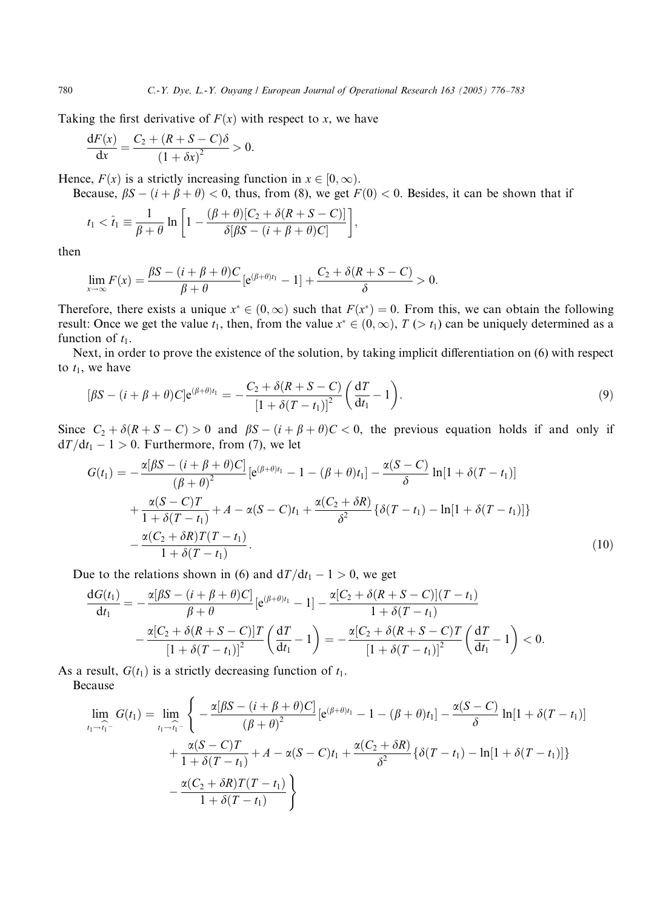Taking the first derivative of $F(x)$ with respect to $x$, we have

$$\frac{\mathrm{d}F(x)}{\mathrm{d}x} = \frac{C_2 + (R + S - C)\delta}{(1 + \delta x)^2} > 0.$$

Hence, $F(x)$ is a strictly increasing function in $x \in [0, \infty)$.

Because, $\beta S - (i + \beta + \theta) < 0$, thus, from (8), we get $F(0) < 0$. Besides, it can be shown that if

$$t_1 < \hat{t}_1 \equiv \frac{1}{\beta + \theta} \ln \left[ 1 - \frac{(\beta + \theta)[C_2 + \delta(R + S - C)]}{\delta[\beta S - (i + \beta + \theta)C]} \right],$$

then

$$\lim_{x \to \infty} F(x) = \frac{\beta S - (i + \beta + \theta)C}{\beta + \theta} [\mathrm{e}^{(\beta+\theta)t_1} - 1] + \frac{C_2 + \delta(R + S - C)}{\delta} > 0.$$

Therefore, there exists a unique $x^* \in (0, \infty)$ such that $F(x^*) = 0$. From this, we can obtain the following result: Once we get the value $t_1$, then, from the value $x^* \in (0, \infty)$, $T$ $(> t_1)$ can be uniquely determined as a function of $t_1$.

Next, in order to prove the existence of the solution, by taking implicit differentiation on (6) with respect to $t_1$, we have

$$[\beta S - (i + \beta + \theta)C]\mathrm{e}^{(\beta+\theta)t_1} = -\frac{C_2 + \delta(R + S - C)}{[1 + \delta(T - t_1)]^2} \left( \frac{\mathrm{d}T}{\mathrm{d}t_1} - 1 \right). \tag{9}$$

Since $C_2 + \delta(R + S - C) > 0$ and $\beta S - (i + \beta + \theta)C < 0$, the previous equation holds if and only if $\mathrm{d}T/\mathrm{d}t_1 - 1 > 0$. Furthermore, from (7), we let

$$\begin{aligned}
G(t_1) = &-\frac{\alpha[\beta S - (i + \beta + \theta)C]}{(\beta + \theta)^2} [\mathrm{e}^{(\beta+\theta)t_1} - 1 - (\beta + \theta)t_1] - \frac{\alpha(S - C)}{\delta} \ln[1 + \delta(T - t_1)] \\
&+ \frac{\alpha(S - C)T}{1 + \delta(T - t_1)} + A - \alpha(S - C)t_1 + \frac{\alpha(C_2 + \delta R)}{\delta^2} \{\delta(T - t_1) - \ln[1 + \delta(T - t_1)]\} \\
&- \frac{\alpha(C_2 + \delta R)T(T - t_1)}{1 + \delta(T - t_1)}.
\end{aligned} \tag{10}$$

Due to the relations shown in (6) and $\mathrm{d}T/\mathrm{d}t_1 - 1 > 0$, we get

$$\begin{aligned}
\frac{\mathrm{d}G(t_1)}{\mathrm{d}t_1} = &-\frac{\alpha[\beta S - (i + \beta + \theta)C]}{\beta + \theta} [\mathrm{e}^{(\beta+\theta)t_1} - 1] - \frac{\alpha[C_2 + \delta(R + S - C)](T - t_1)}{1 + \delta(T - t_1)} \\
&- \frac{\alpha[C_2 + \delta(R + S - C)]T}{[1 + \delta(T - t_1)]^2} \left( \frac{\mathrm{d}T}{\mathrm{d}t_1} - 1 \right) = -\frac{\alpha[C_2 + \delta(R + S - C)T}{[1 + \delta(T - t_1)]^2} \left( \frac{\mathrm{d}T}{\mathrm{d}t_1} - 1 \right) < 0.
\end{aligned}$$

As a result, $G(t_1)$ is a strictly decreasing function of $t_1$.

Because

$$\begin{aligned}
\lim_{t_1 \to \widehat{t_1}^-} G(t_1) = \lim_{t_1 \to \widehat{t_1}^-} \Bigg\{ &-\frac{\alpha[\beta S - (i + \beta + \theta)C]}{(\beta + \theta)^2} [\mathrm{e}^{(\beta+\theta)t_1} - 1 - (\beta + \theta)t_1] - \frac{\alpha(S - C)}{\delta} \ln[1 + \delta(T - t_1)] \\
&+ \frac{\alpha(S - C)T}{1 + \delta(T - t_1)} + A - \alpha(S - C)t_1 + \frac{\alpha(C_2 + \delta R)}{\delta^2} \{\delta(T - t_1) - \ln[1 + \delta(T - t_1)]\} \\
&- \frac{\alpha(C_2 + \delta R)T(T - t_1)}{1 + \delta(T - t_1)} \Bigg\}
\end{aligned}$$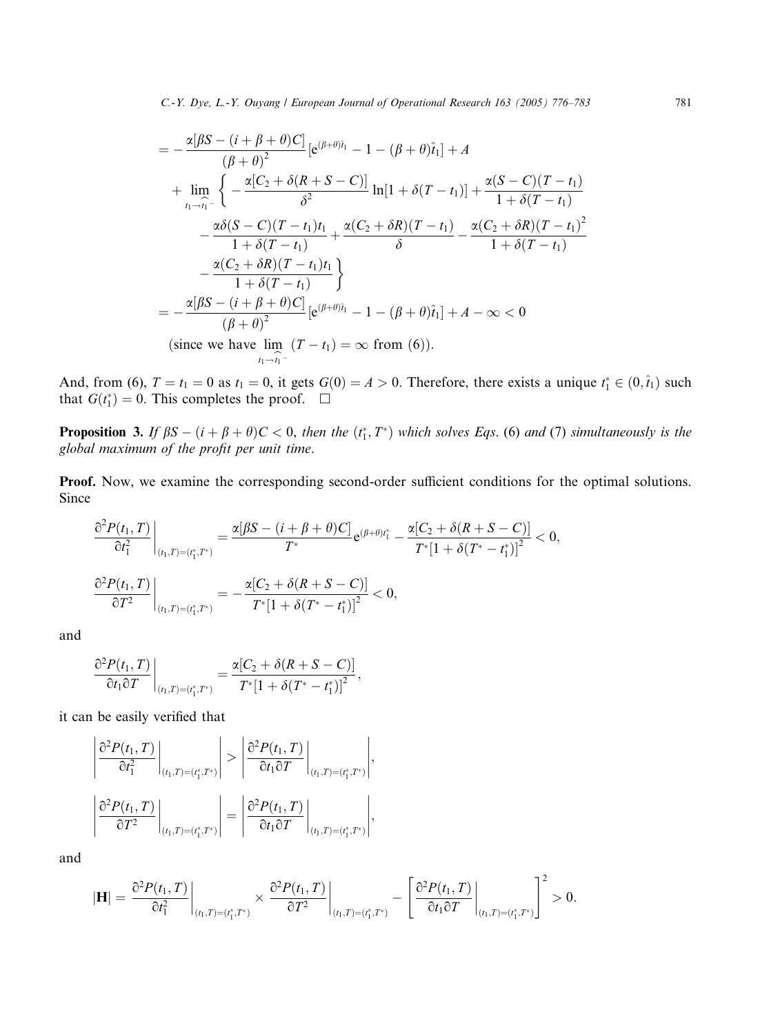$$
\begin{aligned}
&= -\frac{\alpha[\beta S-(i+\beta+\theta)C]}{(\beta+\theta)^2}\left[\mathrm{e}^{(\beta+\theta)\hat{t}_1}-1-(\beta+\theta)\hat{t}_1\right]+A \\
&\quad+\lim_{t_1\to\hat{t}_1^-}\left\{-\frac{\alpha[C_2+\delta(R+S-C)]}{\delta^2}\ln[1+\delta(T-t_1)]+\frac{\alpha(S-C)(T-t_1)}{1+\delta(T-t_1)}\right. \\
&\qquad-\frac{\alpha\delta(S-C)(T-t_1)t_1}{1+\delta(T-t_1)}+\frac{\alpha(C_2+\delta R)(T-t_1)}{\delta}-\frac{\alpha(C_2+\delta R)(T-t_1)^2}{1+\delta(T-t_1)} \\
&\qquad\left.-\frac{\alpha(C_2+\delta R)(T-t_1)t_1}{1+\delta(T-t_1)}\right\} \\
&= -\frac{\alpha[\beta S-(i+\beta+\theta)C]}{(\beta+\theta)^2}\left[\mathrm{e}^{(\beta+\theta)\hat{t}_1}-1-(\beta+\theta)\hat{t}_1\right]+A-\infty<0 \\
&\quad\text{(since we have } \lim_{t_1\to\hat{t}_1^-}(T-t_1)=\infty \text{ from (6)).}
\end{aligned}
$$

And, from (6), $T = t_1 = 0$ as $t_1 = 0$, it gets $G(0) = A > 0$. Therefore, there exists a unique $t_1^* \in (0, \hat{t}_1)$ such that $G(t_1^*) = 0$. This completes the proof. □

**Proposition 3.** *If $\beta S - (i + \beta + \theta)C < 0$, then the $(t_1^*, T^*)$ which solves Eqs. (6) and (7) simultaneously is the global maximum of the profit per unit time.*

**Proof.** Now, we examine the corresponding second-order sufficient conditions for the optimal solutions. Since

$$
\left.\frac{\partial^2 P(t_1,T)}{\partial t_1^2}\right|_{(t_1,T)=(t_1^*,T^*)}=\frac{\alpha[\beta S-(i+\beta+\theta)C]}{T^*}\mathrm{e}^{(\beta+\theta)t_1^*}-\frac{\alpha[C_2+\delta(R+S-C)]}{T^*[1+\delta(T^*-t_1^*)]^2}<0,
$$

$$
\left.\frac{\partial^2 P(t_1,T)}{\partial T^2}\right|_{(t_1,T)=(t_1^*,T^*)}=-\frac{\alpha[C_2+\delta(R+S-C)]}{T^*[1+\delta(T^*-t_1^*)]^2}<0,
$$

and

$$
\left.\frac{\partial^2 P(t_1,T)}{\partial t_1\partial T}\right|_{(t_1,T)=(t_1^*,T^*)}=\frac{\alpha[C_2+\delta(R+S-C)]}{T^*[1+\delta(T^*-t_1^*)]^2},
$$

it can be easily verified that

$$
\left|\left.\frac{\partial^2 P(t_1,T)}{\partial t_1^2}\right|_{(t_1,T)=(t_1^*,T^*)}\right|>\left|\left.\frac{\partial^2 P(t_1,T)}{\partial t_1\partial T}\right|_{(t_1,T)=(t_1^*,T^*)}\right|,
$$

$$
\left|\left.\frac{\partial^2 P(t_1,T)}{\partial T^2}\right|_{(t_1,T)=(t_1^*,T^*)}\right|=\left|\left.\frac{\partial^2 P(t_1,T)}{\partial t_1\partial T}\right|_{(t_1,T)=(t_1^*,T^*)}\right|,
$$

and

$$
|\mathbf{H}|=\left.\frac{\partial^2 P(t_1,T)}{\partial t_1^2}\right|_{(t_1,T)=(t_1^*,T^*)}\times\left.\frac{\partial^2 P(t_1,T)}{\partial T^2}\right|_{(t_1,T)=(t_1^*,T^*)}-\left[\left.\frac{\partial^2 P(t_1,T)}{\partial t_1\partial T}\right|_{(t_1,T)=(t_1^*,T^*)}\right]^2>0.
$$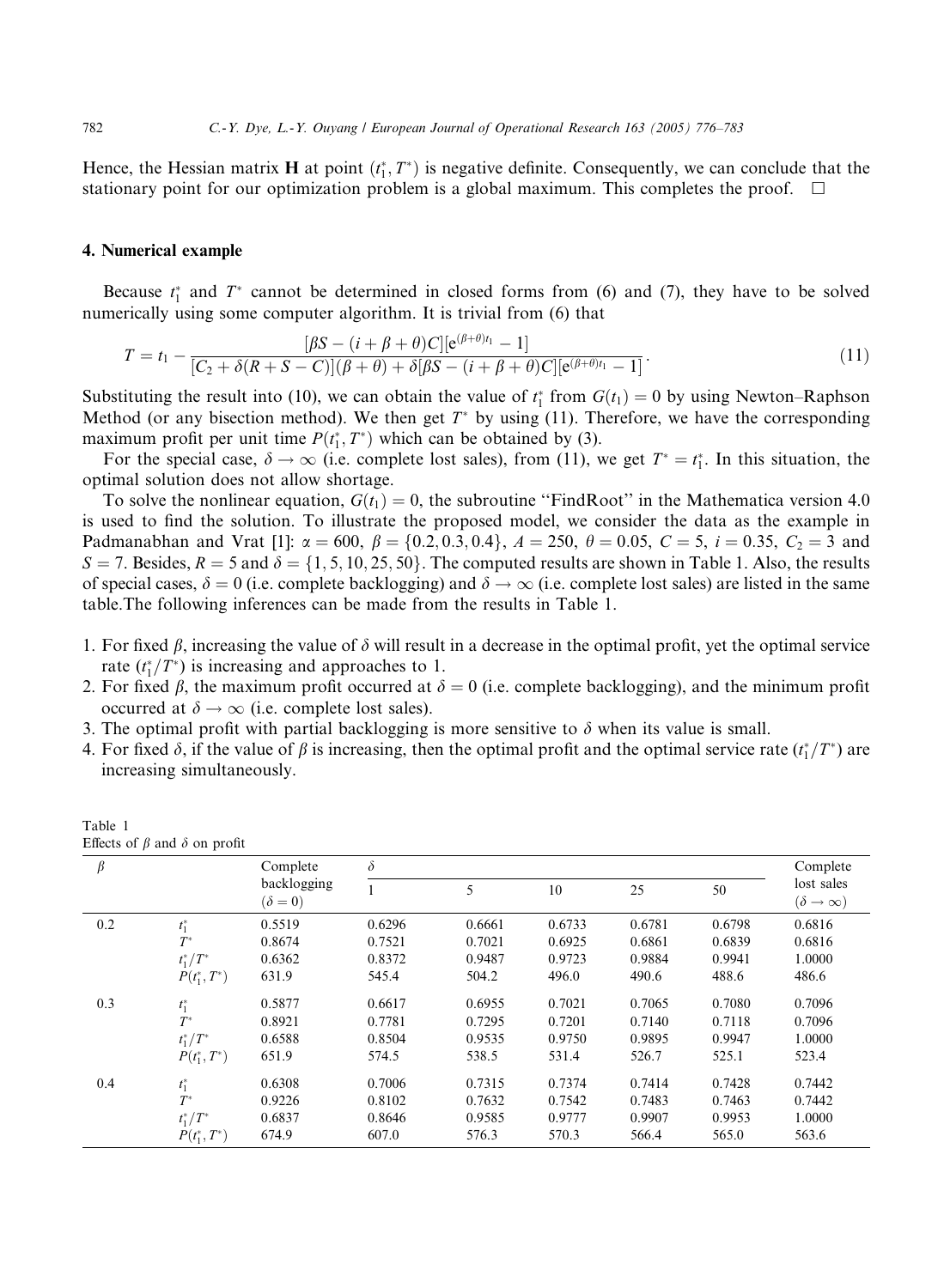Hence, the Hessian matrix $\mathbf{H}$ at point $(t_1^*, T^*)$ is negative definite. Consequently, we can conclude that the stationary point for our optimization problem is a global maximum. This completes the proof. $\square$

## 4. Numerical example

Because $t_1^*$ and $T^*$ cannot be determined in closed forms from (6) and (7), they have to be solved numerically using some computer algorithm. It is trivial from (6) that

$$T = t_1 - \frac{[\beta S - (i + \beta + \theta)C][e^{(\beta+\theta)t_1} - 1]}{[C_2 + \delta(R + S - C)](\beta + \theta) + \delta[\beta S - (i + \beta + \theta)C][e^{(\beta+\theta)t_1} - 1]}. \tag{11}$$

Substituting the result into (10), we can obtain the value of $t_1^*$ from $G(t_1) = 0$ by using Newton–Raphson Method (or any bisection method). We then get $T^*$ by using (11). Therefore, we have the corresponding maximum profit per unit time $P(t_1^*, T^*)$ which can be obtained by (3).

For the special case, $\delta \to \infty$ (i.e. complete lost sales), from (11), we get $T^* = t_1^*$. In this situation, the optimal solution does not allow shortage.

To solve the nonlinear equation, $G(t_1) = 0$, the subroutine "FindRoot" in the Mathematica version 4.0 is used to find the solution. To illustrate the proposed model, we consider the data as the example in Padmanabhan and Vrat [1]: $\alpha = 600$, $\beta = \{0.2, 0.3, 0.4\}$, $A = 250$, $\theta = 0.05$, $C = 5$, $i = 0.35$, $C_2 = 3$ and $S = 7$. Besides, $R = 5$ and $\delta = \{1, 5, 10, 25, 50\}$. The computed results are shown in Table 1. Also, the results of special cases, $\delta = 0$ (i.e. complete backlogging) and $\delta \to \infty$ (i.e. complete lost sales) are listed in the same table.The following inferences can be made from the results in Table 1.

1. For fixed $\beta$, increasing the value of $\delta$ will result in a decrease in the optimal profit, yet the optimal service rate $(t_1^*/T^*)$ is increasing and approaches to 1.
2. For fixed $\beta$, the maximum profit occurred at $\delta = 0$ (i.e. complete backlogging), and the minimum profit occurred at $\delta \to \infty$ (i.e. complete lost sales).
3. The optimal profit with partial backlogging is more sensitive to $\delta$ when its value is small.
4. For fixed $\delta$, if the value of $\beta$ is increasing, then the optimal profit and the optimal service rate $(t_1^*/T^*)$ are increasing simultaneously.

Table 1
Effects of $\beta$ and $\delta$ on profit

| $\beta$ | | Complete backlogging ($\delta = 0$) | $\delta$ | | | | | Complete lost sales ($\delta \to \infty$) |
|---|---|---|---|---|---|---|---|---|
| | | | 1 | 5 | 10 | 25 | 50 | |
| 0.2 | $t_1^*$ | 0.5519 | 0.6296 | 0.6661 | 0.6733 | 0.6781 | 0.6798 | 0.6816 |
| | $T^*$ | 0.8674 | 0.7521 | 0.7021 | 0.6925 | 0.6861 | 0.6839 | 0.6816 |
| | $t_1^*/T^*$ | 0.6362 | 0.8372 | 0.9487 | 0.9723 | 0.9884 | 0.9941 | 1.0000 |
| | $P(t_1^*, T^*)$ | 631.9 | 545.4 | 504.2 | 496.0 | 490.6 | 488.6 | 486.6 |
| 0.3 | $t_1^*$ | 0.5877 | 0.6617 | 0.6955 | 0.7021 | 0.7065 | 0.7080 | 0.7096 |
| | $T^*$ | 0.8921 | 0.7781 | 0.7295 | 0.7201 | 0.7140 | 0.7118 | 0.7096 |
| | $t_1^*/T^*$ | 0.6588 | 0.8504 | 0.9535 | 0.9750 | 0.9895 | 0.9947 | 1.0000 |
| | $P(t_1^*, T^*)$ | 651.9 | 574.5 | 538.5 | 531.4 | 526.7 | 525.1 | 523.4 |
| 0.4 | $t_1^*$ | 0.6308 | 0.7006 | 0.7315 | 0.7374 | 0.7414 | 0.7428 | 0.7442 |
| | $T^*$ | 0.9226 | 0.8102 | 0.7632 | 0.7542 | 0.7483 | 0.7463 | 0.7442 |
| | $t_1^*/T^*$ | 0.6837 | 0.8646 | 0.9585 | 0.9777 | 0.9907 | 0.9953 | 1.0000 |
| | $P(t_1^*, T^*)$ | 674.9 | 607.0 | 576.3 | 570.3 | 566.4 | 565.0 | 563.6 |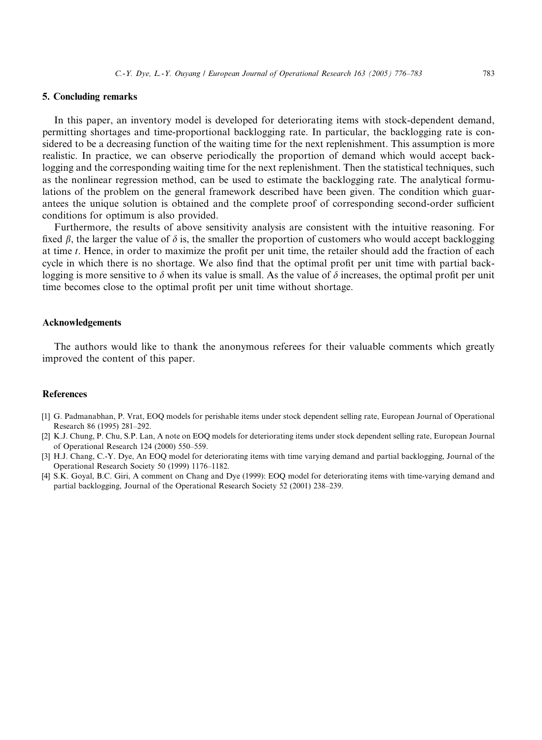## 5. Concluding remarks

In this paper, an inventory model is developed for deteriorating items with stock-dependent demand, permitting shortages and time-proportional backlogging rate. In particular, the backlogging rate is considered to be a decreasing function of the waiting time for the next replenishment. This assumption is more realistic. In practice, we can observe periodically the proportion of demand which would accept backlogging and the corresponding waiting time for the next replenishment. Then the statistical techniques, such as the nonlinear regression method, can be used to estimate the backlogging rate. The analytical formulations of the problem on the general framework described have been given. The condition which guarantees the unique solution is obtained and the complete proof of corresponding second-order sufficient conditions for optimum is also provided.

Furthermore, the results of above sensitivity analysis are consistent with the intuitive reasoning. For fixed $\beta$, the larger the value of $\delta$ is, the smaller the proportion of customers who would accept backlogging at time $t$. Hence, in order to maximize the profit per unit time, the retailer should add the fraction of each cycle in which there is no shortage. We also find that the optimal profit per unit time with partial backlogging is more sensitive to $\delta$ when its value is small. As the value of $\delta$ increases, the optimal profit per unit time becomes close to the optimal profit per unit time without shortage.

## Acknowledgements

The authors would like to thank the anonymous referees for their valuable comments which greatly improved the content of this paper.

## References

[1] G. Padmanabhan, P. Vrat, EOQ models for perishable items under stock dependent selling rate, European Journal of Operational Research 86 (1995) 281–292.

[2] K.J. Chung, P. Chu, S.P. Lan, A note on EOQ models for deteriorating items under stock dependent selling rate, European Journal of Operational Research 124 (2000) 550–559.

[3] H.J. Chang, C.-Y. Dye, An EOQ model for deteriorating items with time varying demand and partial backlogging, Journal of the Operational Research Society 50 (1999) 1176–1182.

[4] S.K. Goyal, B.C. Giri, A comment on Chang and Dye (1999): EOQ model for deteriorating items with time-varying demand and partial backlogging, Journal of the Operational Research Society 52 (2001) 238–239.